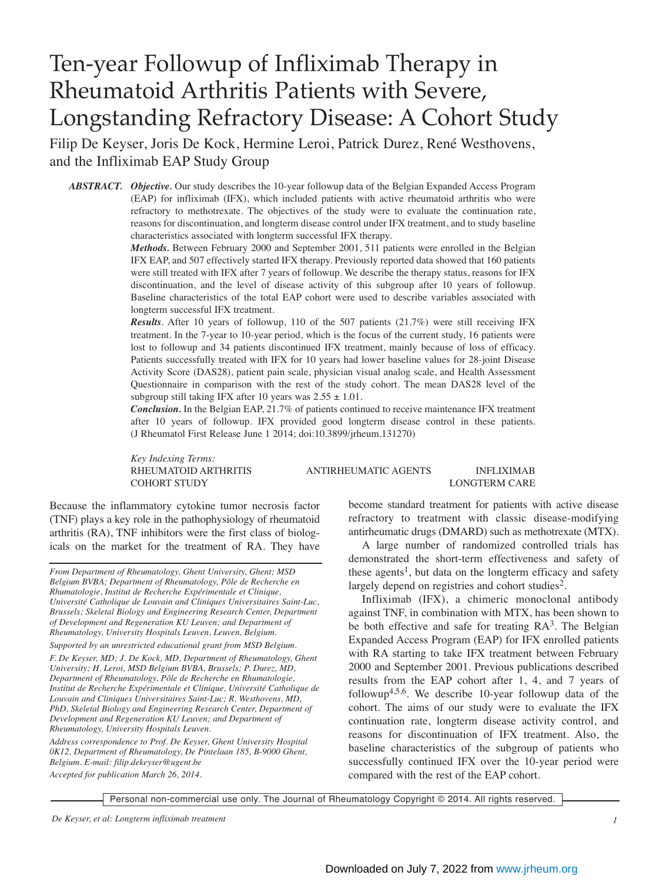# Ten-year Followup of Infliximab Therapy in Rheumatoid Arthritis Patients with Severe, Longstanding Refractory Disease: A Cohort Study

Filip De Keyser, Joris De Kock, Hermine Leroi, Patrick Durez, René Westhovens, and the Infliximab EAP Study Group

***ABSTRACT.*** ***Objective.*** Our study describes the 10-year followup data of the Belgian Expanded Access Program (EAP) for infliximab (IFX), which included patients with active rheumatoid arthritis who were refractory to methotrexate. The objectives of the study were to evaluate the continuation rate, reasons for discontinuation, and longterm disease control under IFX treatment, and to study baseline characteristics associated with longterm successful IFX therapy.

***Methods.*** Between February 2000 and September 2001, 511 patients were enrolled in the Belgian IFX EAP, and 507 effectively started IFX therapy. Previously reported data showed that 160 patients were still treated with IFX after 7 years of followup. We describe the therapy status, reasons for IFX discontinuation, and the level of disease activity of this subgroup after 10 years of followup. Baseline characteristics of the total EAP cohort were used to describe variables associated with longterm successful IFX treatment.

***Results***. After 10 years of followup, 110 of the 507 patients (21.7%) were still receiving IFX treatment. In the 7-year to 10-year period, which is the focus of the current study, 16 patients were lost to followup and 34 patients discontinued IFX treatment, mainly because of loss of efficacy. Patients successfully treated with IFX for 10 years had lower baseline values for 28-joint Disease Activity Score (DAS28), patient pain scale, physician visual analog scale, and Health Assessment Questionnaire in comparison with the rest of the study cohort. The mean DAS28 level of the subgroup still taking IFX after 10 years was $2.55 \pm 1.01$.

***Conclusion.*** In the Belgian EAP, 21.7% of patients continued to receive maintenance IFX treatment after 10 years of followup. IFX provided good longterm disease control in these patients. (J Rheumatol First Release June 1 2014; doi:10.3899/jrheum.131270)

*Key Indexing Terms:*
RHEUMATOID ARTHRITIS — ANTIRHEUMATIC AGENTS — INFLIXIMAB — COHORT STUDY — LONGTERM CARE

Because the inflammatory cytokine tumor necrosis factor (TNF) plays a key role in the pathophysiology of rheumatoid arthritis (RA), TNF inhibitors were the first class of biologicals on the market for the treatment of RA. They have become standard treatment for patients with active disease refractory to treatment with classic disease-modifying antirheumatic drugs (DMARD) such as methotrexate (MTX).

A large number of randomized controlled trials has demonstrated the short-term effectiveness and safety of these agents[1], but data on the longterm efficacy and safety largely depend on registries and cohort studies[2].

Infliximab (IFX), a chimeric monoclonal antibody against TNF, in combination with MTX, has been shown to be both effective and safe for treating RA[3]. The Belgian Expanded Access Program (EAP) for IFX enrolled patients with RA starting to take IFX treatment between February 2000 and September 2001. Previous publications described results from the EAP cohort after 1, 4, and 7 years of followup[4,5,6]. We describe 10-year followup data of the cohort. The aims of our study were to evaluate the IFX continuation rate, longterm disease activity control, and reasons for discontinuation of IFX treatment. Also, the baseline characteristics of the subgroup of patients who successfully continued IFX over the 10-year period were compared with the rest of the EAP cohort.

*From Department of Rheumatology, Ghent University, Ghent; MSD Belgium BVBA; Department of Rheumatology, Pôle de Recherche en Rhumatologie, Institut de Recherche Expérimentale et Clinique, Université Catholique de Louvain and Cliniques Universitaires Saint-Luc, Brussels; Skeletal Biology and Engineering Research Center, Department of Development and Regeneration KU Leuven; and Department of Rheumatology, University Hospitals Leuven, Leuven, Belgium.*

*Supported by an unrestricted educational grant from MSD Belgium.*

*F. De Keyser, MD; J. De Kock, MD, Department of Rheumatology, Ghent University; H. Leroi, MSD Belgium BVBA, Brussels; P. Durez, MD, Department of Rheumatology, Pôle de Recherche en Rhumatologie, Institut de Recherche Expérimentale et Clinique, Université Catholique de Louvain and Cliniques Universitaires Saint-Luc; R. Westhovens, MD, PhD, Skeletal Biology and Engineering Research Center, Department of Development and Regeneration KU Leuven; and Department of Rheumatology, University Hospitals Leuven.*

*Address correspondence to Prof. De Keyser, Ghent University Hospital 0K12, Department of Rheumatology, De Pintelaan 185, B-9000 Ghent, Belgium. E-mail: filip.dekeyser@ugent.be*

*Accepted for publication March 26, 2014.*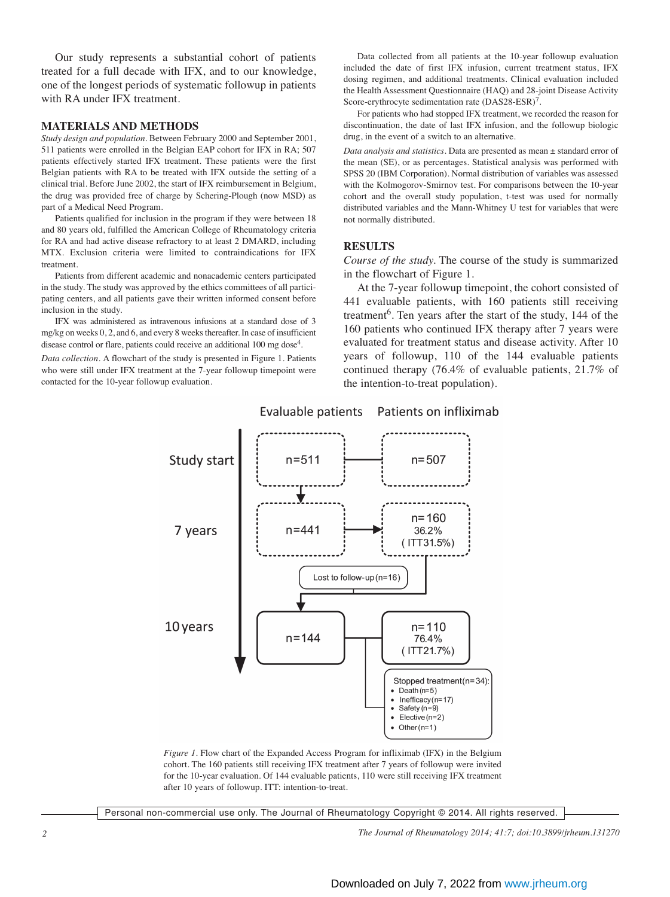Our study represents a substantial cohort of patients treated for a full decade with IFX, and to our knowledge, one of the longest periods of systematic followup in patients with RA under IFX treatment.

## MATERIALS AND METHODS

*Study design and population.* Between February 2000 and September 2001, 511 patients were enrolled in the Belgian EAP cohort for IFX in RA; 507 patients effectively started IFX treatment. These patients were the first Belgian patients with RA to be treated with IFX outside the setting of a clinical trial. Before June 2002, the start of IFX reimbursement in Belgium, the drug was provided free of charge by Schering-Plough (now MSD) as part of a Medical Need Program.

Patients qualified for inclusion in the program if they were between 18 and 80 years old, fulfilled the American College of Rheumatology criteria for RA and had active disease refractory to at least 2 DMARD, including MTX. Exclusion criteria were limited to contraindications for IFX treatment.

Patients from different academic and nonacademic centers participated in the study. The study was approved by the ethics committees of all participating centers, and all patients gave their written informed consent before inclusion in the study.

IFX was administered as intravenous infusions at a standard dose of 3 mg/kg on weeks 0, 2, and 6, and every 8 weeks thereafter. In case of insufficient disease control or flare, patients could receive an additional 100 mg dose[4].

*Data collection.* A flowchart of the study is presented in Figure 1. Patients who were still under IFX treatment at the 7-year followup timepoint were contacted for the 10-year followup evaluation.

Data collected from all patients at the 10-year followup evaluation included the date of first IFX infusion, current treatment status, IFX dosing regimen, and additional treatments. Clinical evaluation included the Health Assessment Questionnaire (HAQ) and 28-joint Disease Activity Score-erythrocyte sedimentation rate (DAS28-ESR)[7].

For patients who had stopped IFX treatment, we recorded the reason for discontinuation, the date of last IFX infusion, and the followup biologic drug, in the event of a switch to an alternative.

*Data analysis and statistics.* Data are presented as mean ± standard error of the mean (SE), or as percentages. Statistical analysis was performed with SPSS 20 (IBM Corporation). Normal distribution of variables was assessed with the Kolmogorov-Smirnov test. For comparisons between the 10-year cohort and the overall study population, t-test was used for normally distributed variables and the Mann-Whitney U test for variables that were not normally distributed.

## RESULTS

*Course of the study.* The course of the study is summarized in the flowchart of Figure 1.

At the 7-year followup timepoint, the cohort consisted of 441 evaluable patients, with 160 patients still receiving treatment[6]. Ten years after the start of the study, 144 of the 160 patients who continued IFX therapy after 7 years were evaluated for treatment status and disease activity. After 10 years of followup, 110 of the 144 evaluable patients continued therapy (76.4% of evaluable patients, 21.7% of the intention-to-treat population).

| | Evaluable patients | Patients on infliximab |
|---|---|---|
| Study start | n=511 | n=507 |
| 7 years | n=441 | n=160, 36.2% (ITT31.5%) |
| | Lost to follow-up (n=16) | |
| 10 years | n=144 | n=110, 76.4% (ITT21.7%) |

Stopped treatment (n=34):
- Death (n=5)
- Inefficacy (n=17)
- Safety (n=9)
- Elective (n=2)
- Other (n=1)

*Figure 1.* Flow chart of the Expanded Access Program for infliximab (IFX) in the Belgium cohort. The 160 patients still receiving IFX treatment after 7 years of followup were invited for the 10-year evaluation. Of 144 evaluable patients, 110 were still receiving IFX treatment after 10 years of followup. ITT: intention-to-treat.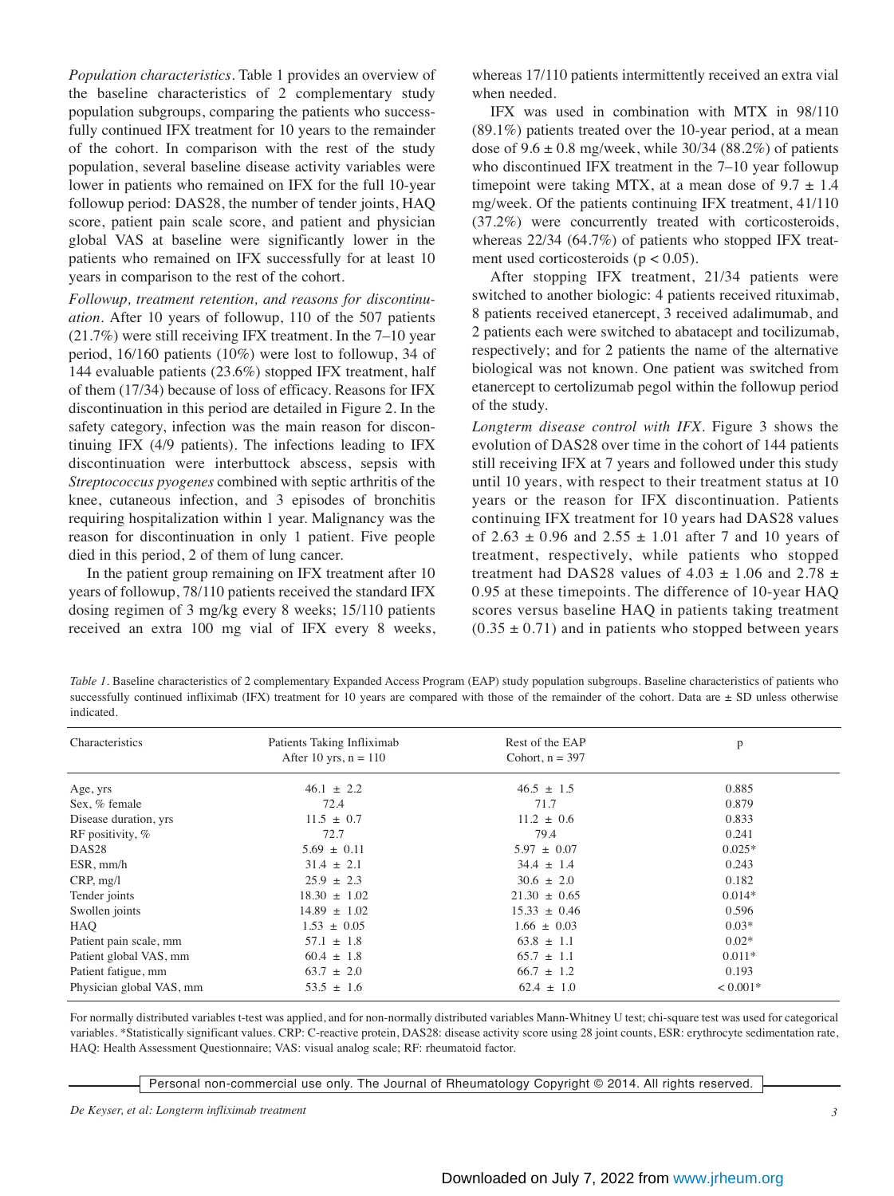*Population characteristics*. Table 1 provides an overview of the baseline characteristics of 2 complementary study population subgroups, comparing the patients who successfully continued IFX treatment for 10 years to the remainder of the cohort. In comparison with the rest of the study population, several baseline disease activity variables were lower in patients who remained on IFX for the full 10-year followup period: DAS28, the number of tender joints, HAQ score, patient pain scale score, and patient and physician global VAS at baseline were significantly lower in the patients who remained on IFX successfully for at least 10 years in comparison to the rest of the cohort.

*Followup, treatment retention, and reasons for discontinuation*. After 10 years of followup, 110 of the 507 patients (21.7%) were still receiving IFX treatment. In the 7–10 year period, 16/160 patients (10%) were lost to followup, 34 of 144 evaluable patients (23.6%) stopped IFX treatment, half of them (17/34) because of loss of efficacy. Reasons for IFX discontinuation in this period are detailed in Figure 2. In the safety category, infection was the main reason for discontinuing IFX (4/9 patients). The infections leading to IFX discontinuation were interbuttock abscess, sepsis with *Streptococcus pyogenes* combined with septic arthritis of the knee, cutaneous infection, and 3 episodes of bronchitis requiring hospitalization within 1 year. Malignancy was the reason for discontinuation in only 1 patient. Five people died in this period, 2 of them of lung cancer.

In the patient group remaining on IFX treatment after 10 years of followup, 78/110 patients received the standard IFX dosing regimen of 3 mg/kg every 8 weeks; 15/110 patients received an extra 100 mg vial of IFX every 8 weeks, whereas 17/110 patients intermittently received an extra vial when needed.

IFX was used in combination with MTX in 98/110 (89.1%) patients treated over the 10-year period, at a mean dose of 9.6 ± 0.8 mg/week, while 30/34 (88.2%) of patients who discontinued IFX treatment in the 7–10 year followup timepoint were taking MTX, at a mean dose of 9.7 ± 1.4 mg/week. Of the patients continuing IFX treatment, 41/110 (37.2%) were concurrently treated with corticosteroids, whereas 22/34 (64.7%) of patients who stopped IFX treatment used corticosteroids ($p < 0.05$).

After stopping IFX treatment, 21/34 patients were switched to another biologic: 4 patients received rituximab, 8 patients received etanercept, 3 received adalimumab, and 2 patients each were switched to abatacept and tocilizumab, respectively; and for 2 patients the name of the alternative biological was not known. One patient was switched from etanercept to certolizumab pegol within the followup period of the study.

*Longterm disease control with IFX*. Figure 3 shows the evolution of DAS28 over time in the cohort of 144 patients still receiving IFX at 7 years and followed under this study until 10 years, with respect to their treatment status at 10 years or the reason for IFX discontinuation. Patients continuing IFX treatment for 10 years had DAS28 values of 2.63 ± 0.96 and 2.55 ± 1.01 after 7 and 10 years of treatment, respectively, while patients who stopped treatment had DAS28 values of 4.03 ± 1.06 and 2.78 ± 0.95 at these timepoints. The difference of 10-year HAQ scores versus baseline HAQ in patients taking treatment (0.35 ± 0.71) and in patients who stopped between years

*Table 1*. Baseline characteristics of 2 complementary Expanded Access Program (EAP) study population subgroups. Baseline characteristics of patients who successfully continued infliximab (IFX) treatment for 10 years are compared with those of the remainder of the cohort. Data are ± SD unless otherwise indicated.

| Characteristics | Patients Taking Infliximab After 10 yrs, n = 110 | Rest of the EAP Cohort, n = 397 | p |
|---|---|---|---|
| Age, yrs | 46.1 ± 2.2 | 46.5 ± 1.5 | 0.885 |
| Sex, % female | 72.4 | 71.7 | 0.879 |
| Disease duration, yrs | 11.5 ± 0.7 | 11.2 ± 0.6 | 0.833 |
| RF positivity, % | 72.7 | 79.4 | 0.241 |
| DAS28 | 5.69 ± 0.11 | 5.97 ± 0.07 | 0.025* |
| ESR, mm/h | 31.4 ± 2.1 | 34.4 ± 1.4 | 0.243 |
| CRP, mg/l | 25.9 ± 2.3 | 30.6 ± 2.0 | 0.182 |
| Tender joints | 18.30 ± 1.02 | 21.30 ± 0.65 | 0.014* |
| Swollen joints | 14.89 ± 1.02 | 15.33 ± 0.46 | 0.596 |
| HAQ | 1.53 ± 0.05 | 1.66 ± 0.03 | 0.03* |
| Patient pain scale, mm | 57.1 ± 1.8 | 63.8 ± 1.1 | 0.02* |
| Patient global VAS, mm | 60.4 ± 1.8 | 65.7 ± 1.1 | 0.011* |
| Patient fatigue, mm | 63.7 ± 2.0 | 66.7 ± 1.2 | 0.193 |
| Physician global VAS, mm | 53.5 ± 1.6 | 62.4 ± 1.0 | < 0.001* |

For normally distributed variables t-test was applied, and for non-normally distributed variables Mann-Whitney U test; chi-square test was used for categorical variables. *Statistically significant values. CRP: C-reactive protein, DAS28: disease activity score using 28 joint counts, ESR: erythrocyte sedimentation rate, HAQ: Health Assessment Questionnaire; VAS: visual analog scale; RF: rheumatoid factor.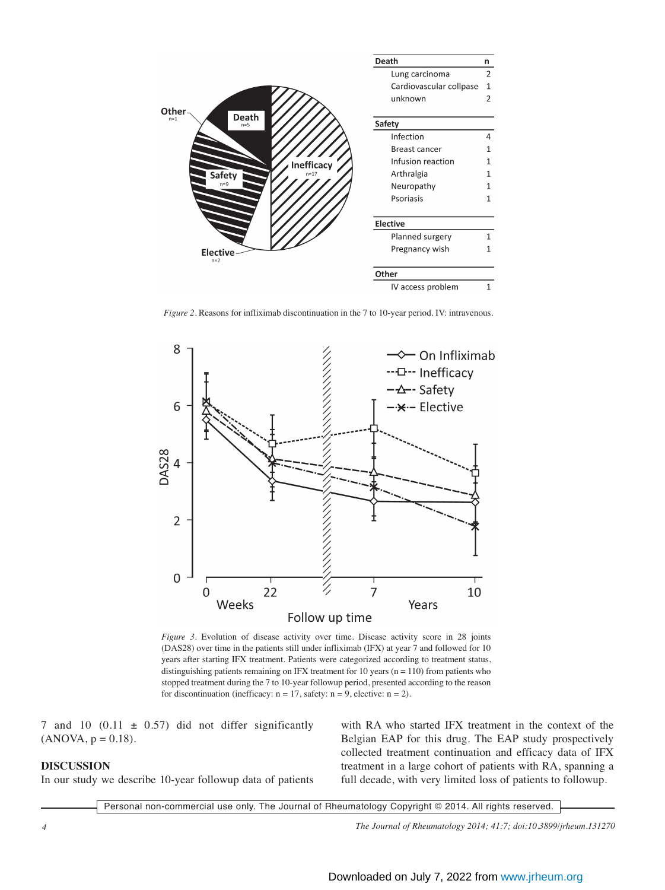| Death | n |
|---|---|
| Lung carcinoma | 2 |
| Cardiovascular collpase | 1 |
| unknown | 2 |
| **Safety** | |
| Infection | 4 |
| Breast cancer | 1 |
| Infusion reaction | 1 |
| Arthralgia | 1 |
| Neuropathy | 1 |
| Psoriasis | 1 |
| **Elective** | |
| Planned surgery | 1 |
| Pregnancy wish | 1 |
| **Other** | |
| IV access problem | 1 |

*Figure 2*. Reasons for infliximab discontinuation in the 7 to 10-year period. IV: intravenous.

*Figure 3*. Evolution of disease activity over time. Disease activity score in 28 joints (DAS28) over time in the patients still under infliximab (IFX) at year 7 and followed for 10 years after starting IFX treatment. Patients were categorized according to treatment status, distinguishing patients remaining on IFX treatment for 10 years (n = 110) from patients who stopped treatment during the 7 to 10-year followup period, presented according to the reason for discontinuation (inefficacy: n = 17, safety: n = 9, elective: n = 2).

7 and 10 (0.11 ± 0.57) did not differ significantly (ANOVA, p = 0.18).

## DISCUSSION

In our study we describe 10-year followup data of patients with RA who started IFX treatment in the context of the Belgian EAP for this drug. The EAP study prospectively collected treatment continuation and efficacy data of IFX treatment in a large cohort of patients with RA, spanning a full decade, with very limited loss of patients to followup.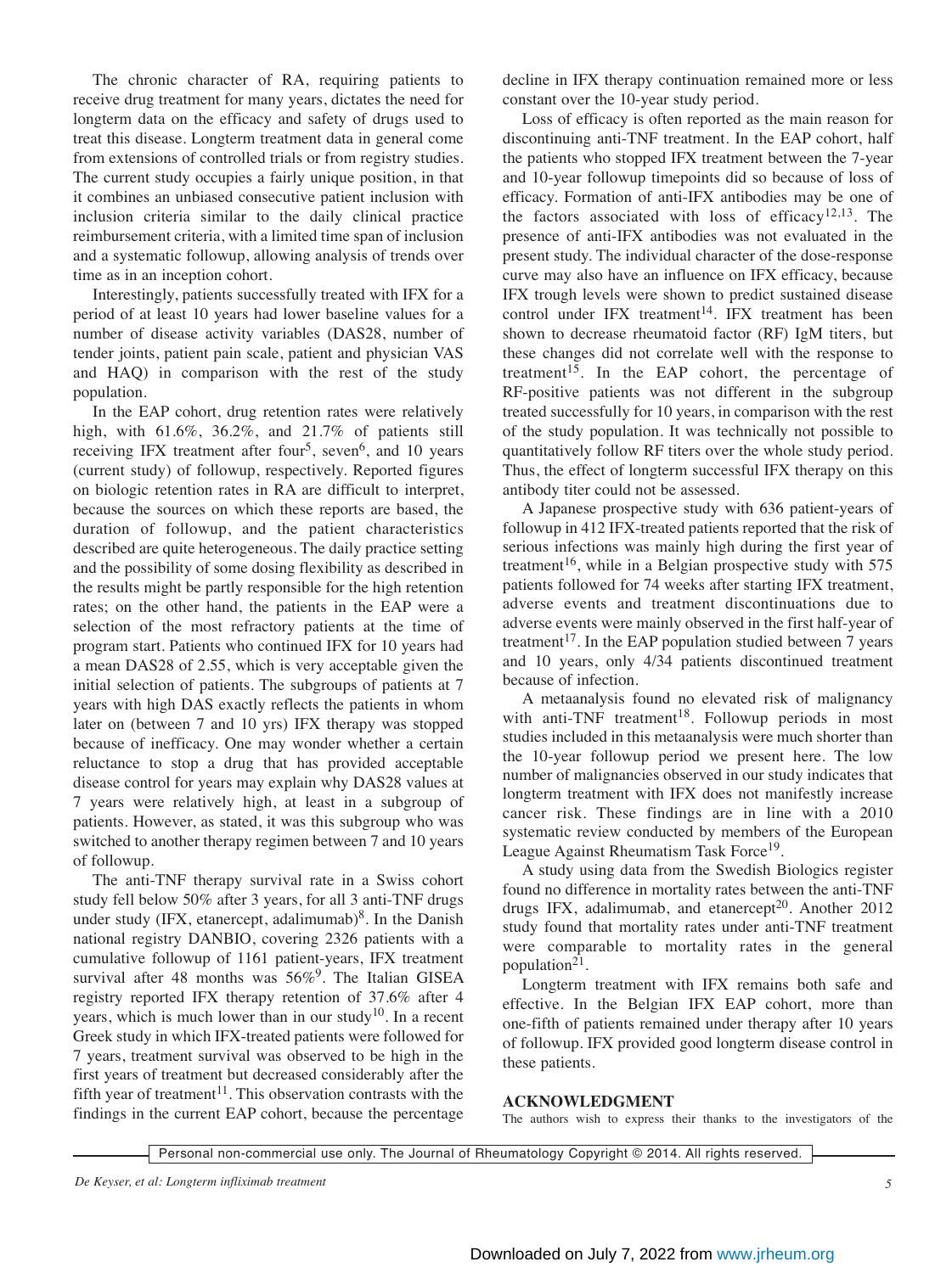The chronic character of RA, requiring patients to receive drug treatment for many years, dictates the need for longterm data on the efficacy and safety of drugs used to treat this disease. Longterm treatment data in general come from extensions of controlled trials or from registry studies. The current study occupies a fairly unique position, in that it combines an unbiased consecutive patient inclusion with inclusion criteria similar to the daily clinical practice reimbursement criteria, with a limited time span of inclusion and a systematic followup, allowing analysis of trends over time as in an inception cohort.

Interestingly, patients successfully treated with IFX for a period of at least 10 years had lower baseline values for a number of disease activity variables (DAS28, number of tender joints, patient pain scale, patient and physician VAS and HAQ) in comparison with the rest of the study population.

In the EAP cohort, drug retention rates were relatively high, with 61.6%, 36.2%, and 21.7% of patients still receiving IFX treatment after four[5], seven[6], and 10 years (current study) of followup, respectively. Reported figures on biologic retention rates in RA are difficult to interpret, because the sources on which these reports are based, the duration of followup, and the patient characteristics described are quite heterogeneous. The daily practice setting and the possibility of some dosing flexibility as described in the results might be partly responsible for the high retention rates; on the other hand, the patients in the EAP were a selection of the most refractory patients at the time of program start. Patients who continued IFX for 10 years had a mean DAS28 of 2.55, which is very acceptable given the initial selection of patients. The subgroups of patients at 7 years with high DAS exactly reflects the patients in whom later on (between 7 and 10 yrs) IFX therapy was stopped because of inefficacy. One may wonder whether a certain reluctance to stop a drug that has provided acceptable disease control for years may explain why DAS28 values at 7 years were relatively high, at least in a subgroup of patients. However, as stated, it was this subgroup who was switched to another therapy regimen between 7 and 10 years of followup.

The anti-TNF therapy survival rate in a Swiss cohort study fell below 50% after 3 years, for all 3 anti-TNF drugs under study (IFX, etanercept, adalimumab)[8]. In the Danish national registry DANBIO, covering 2326 patients with a cumulative followup of 1161 patient-years, IFX treatment survival after 48 months was 56%[9]. The Italian GISEA registry reported IFX therapy retention of 37.6% after 4 years, which is much lower than in our study[10]. In a recent Greek study in which IFX-treated patients were followed for 7 years, treatment survival was observed to be high in the first years of treatment but decreased considerably after the fifth year of treatment[11]. This observation contrasts with the findings in the current EAP cohort, because the percentage decline in IFX therapy continuation remained more or less constant over the 10-year study period.

Loss of efficacy is often reported as the main reason for discontinuing anti-TNF treatment. In the EAP cohort, half the patients who stopped IFX treatment between the 7-year and 10-year followup timepoints did so because of loss of efficacy. Formation of anti-IFX antibodies may be one of the factors associated with loss of efficacy[12,13]. The presence of anti-IFX antibodies was not evaluated in the present study. The individual character of the dose-response curve may also have an influence on IFX efficacy, because IFX trough levels were shown to predict sustained disease control under IFX treatment[14]. IFX treatment has been shown to decrease rheumatoid factor (RF) IgM titers, but these changes did not correlate well with the response to treatment[15]. In the EAP cohort, the percentage of RF-positive patients was not different in the subgroup treated successfully for 10 years, in comparison with the rest of the study population. It was technically not possible to quantitatively follow RF titers over the whole study period. Thus, the effect of longterm successful IFX therapy on this antibody titer could not be assessed.

A Japanese prospective study with 636 patient-years of followup in 412 IFX-treated patients reported that the risk of serious infections was mainly high during the first year of treatment[16], while in a Belgian prospective study with 575 patients followed for 74 weeks after starting IFX treatment, adverse events and treatment discontinuations due to adverse events were mainly observed in the first half-year of treatment[17]. In the EAP population studied between 7 years and 10 years, only 4/34 patients discontinued treatment because of infection.

A metaanalysis found no elevated risk of malignancy with anti-TNF treatment[18]. Followup periods in most studies included in this metaanalysis were much shorter than the 10-year followup period we present here. The low number of malignancies observed in our study indicates that longterm treatment with IFX does not manifestly increase cancer risk. These findings are in line with a 2010 systematic review conducted by members of the European League Against Rheumatism Task Force[19].

A study using data from the Swedish Biologics register found no difference in mortality rates between the anti-TNF drugs IFX, adalimumab, and etanercept[20]. Another 2012 study found that mortality rates under anti-TNF treatment were comparable to mortality rates in the general population[21].

Longterm treatment with IFX remains both safe and effective. In the Belgian IFX EAP cohort, more than one-fifth of patients remained under therapy after 10 years of followup. IFX provided good longterm disease control in these patients.

## ACKNOWLEDGMENT

The authors wish to express their thanks to the investigators of the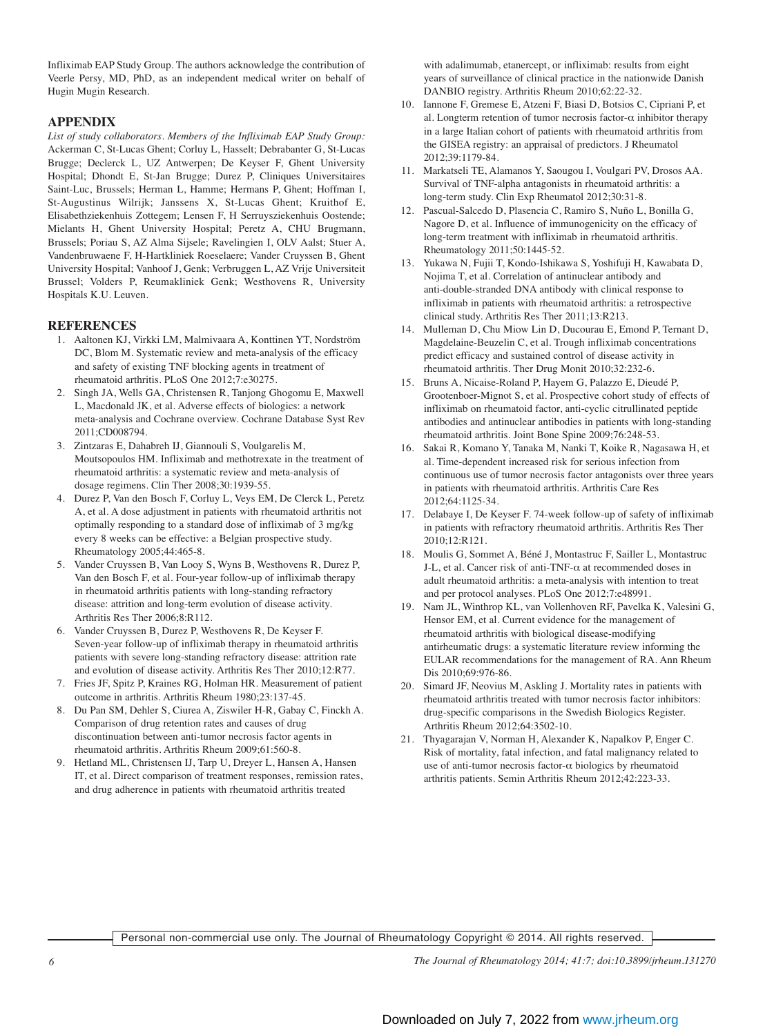Infliximab EAP Study Group. The authors acknowledge the contribution of Veerle Persy, MD, PhD, as an independent medical writer on behalf of Hugin Mugin Research.

## APPENDIX

*List of study collaborators. Members of the Infliximab EAP Study Group:* Ackerman C, St-Lucas Ghent; Corluy L, Hasselt; Debrabanter G, St-Lucas Brugge; Declerck L, UZ Antwerpen; De Keyser F, Ghent University Hospital; Dhondt E, St-Jan Brugge; Durez P, Cliniques Universitaires Saint-Luc, Brussels; Herman L, Hamme; Hermans P, Ghent; Hoffman I, St-Augustinus Wilrijk; Janssens X, St-Lucas Ghent; Kruithof E, Elisabethziekenhuis Zottegem; Lensen F, H Serruysziekenhuis Oostende; Mielants H, Ghent University Hospital; Peretz A, CHU Brugmann, Brussels; Poriau S, AZ Alma Sijsele; Ravelingien I, OLV Aalst; Stuer A, Vandenbruwaene F, H-Hartkliniek Roeselaere; Vander Cruyssen B, Ghent University Hospital; Vanhoof J, Genk; Verbruggen L, AZ Vrije Universiteit Brussel; Volders P, Reumakliniek Genk; Westhovens R, University Hospitals K.U. Leuven.

## REFERENCES

1. Aaltonen KJ, Virkki LM, Malmivaara A, Konttinen YT, Nordström DC, Blom M. Systematic review and meta-analysis of the efficacy and safety of existing TNF blocking agents in treatment of rheumatoid arthritis. PLoS One 2012;7:e30275.
2. Singh JA, Wells GA, Christensen R, Tanjong Ghogomu E, Maxwell L, Macdonald JK, et al. Adverse effects of biologics: a network meta-analysis and Cochrane overview. Cochrane Database Syst Rev 2011;CD008794.
3. Zintzaras E, Dahabreh IJ, Giannouli S, Voulgarelis M, Moutsopoulos HM. Infliximab and methotrexate in the treatment of rheumatoid arthritis: a systematic review and meta-analysis of dosage regimens. Clin Ther 2008;30:1939-55.
4. Durez P, Van den Bosch F, Corluy L, Veys EM, De Clerck L, Peretz A, et al. A dose adjustment in patients with rheumatoid arthritis not optimally responding to a standard dose of infliximab of 3 mg/kg every 8 weeks can be effective: a Belgian prospective study. Rheumatology 2005;44:465-8.
5. Vander Cruyssen B, Van Looy S, Wyns B, Westhovens R, Durez P, Van den Bosch F, et al. Four-year follow-up of infliximab therapy in rheumatoid arthritis patients with long-standing refractory disease: attrition and long-term evolution of disease activity. Arthritis Res Ther 2006;8:R112.
6. Vander Cruyssen B, Durez P, Westhovens R, De Keyser F. Seven-year follow-up of infliximab therapy in rheumatoid arthritis patients with severe long-standing refractory disease: attrition rate and evolution of disease activity. Arthritis Res Ther 2010;12:R77.
7. Fries JF, Spitz P, Kraines RG, Holman HR. Measurement of patient outcome in arthritis. Arthritis Rheum 1980;23:137-45.
8. Du Pan SM, Dehler S, Ciurea A, Ziswiler H-R, Gabay C, Finckh A. Comparison of drug retention rates and causes of drug discontinuation between anti-tumor necrosis factor agents in rheumatoid arthritis. Arthritis Rheum 2009;61:560-8.
9. Hetland ML, Christensen IJ, Tarp U, Dreyer L, Hansen A, Hansen IT, et al. Direct comparison of treatment responses, remission rates, and drug adherence in patients with rheumatoid arthritis treated with adalimumab, etanercept, or infliximab: results from eight years of surveillance of clinical practice in the nationwide Danish DANBIO registry. Arthritis Rheum 2010;62:22-32.
10. Iannone F, Gremese E, Atzeni F, Biasi D, Botsios C, Cipriani P, et al. Longterm retention of tumor necrosis factor-α inhibitor therapy in a large Italian cohort of patients with rheumatoid arthritis from the GISEA registry: an appraisal of predictors. J Rheumatol 2012;39:1179-84.
11. Markatseli TE, Alamanos Y, Saougou I, Voulgari PV, Drosos AA. Survival of TNF-alpha antagonists in rheumatoid arthritis: a long-term study. Clin Exp Rheumatol 2012;30:31-8.
12. Pascual-Salcedo D, Plasencia C, Ramiro S, Nuño L, Bonilla G, Nagore D, et al. Influence of immunogenicity on the efficacy of long-term treatment with infliximab in rheumatoid arthritis. Rheumatology 2011;50:1445-52.
13. Yukawa N, Fujii T, Kondo-Ishikawa S, Yoshifuji H, Kawabata D, Nojima T, et al. Correlation of antinuclear antibody and anti-double-stranded DNA antibody with clinical response to infliximab in patients with rheumatoid arthritis: a retrospective clinical study. Arthritis Res Ther 2011;13:R213.
14. Mulleman D, Chu Miow Lin D, Ducourau E, Emond P, Ternant D, Magdelaine-Beuzelin C, et al. Trough infliximab concentrations predict efficacy and sustained control of disease activity in rheumatoid arthritis. Ther Drug Monit 2010;32:232-6.
15. Bruns A, Nicaise-Roland P, Hayem G, Palazzo E, Dieudé P, Grootenboer-Mignot S, et al. Prospective cohort study of effects of infliximab on rheumatoid factor, anti-cyclic citrullinated peptide antibodies and antinuclear antibodies in patients with long-standing rheumatoid arthritis. Joint Bone Spine 2009;76:248-53.
16. Sakai R, Komano Y, Tanaka M, Nanki T, Koike R, Nagasawa H, et al. Time-dependent increased risk for serious infection from continuous use of tumor necrosis factor antagonists over three years in patients with rheumatoid arthritis. Arthritis Care Res 2012;64:1125-34.
17. Delabaye I, De Keyser F. 74-week follow-up of safety of infliximab in patients with refractory rheumatoid arthritis. Arthritis Res Ther 2010;12:R121.
18. Moulis G, Sommet A, Béné J, Montastruc F, Sailler L, Montastruc J-L, et al. Cancer risk of anti-TNF-α at recommended doses in adult rheumatoid arthritis: a meta-analysis with intention to treat and per protocol analyses. PLoS One 2012;7:e48991.
19. Nam JL, Winthrop KL, van Vollenhoven RF, Pavelka K, Valesini G, Hensor EM, et al. Current evidence for the management of rheumatoid arthritis with biological disease-modifying antirheumatic drugs: a systematic literature review informing the EULAR recommendations for the management of RA. Ann Rheum Dis 2010;69:976-86.
20. Simard JF, Neovius M, Askling J. Mortality rates in patients with rheumatoid arthritis treated with tumor necrosis factor inhibitors: drug-specific comparisons in the Swedish Biologics Register. Arthritis Rheum 2012;64:3502-10.
21. Thyagarajan V, Norman H, Alexander K, Napalkov P, Enger C. Risk of mortality, fatal infection, and fatal malignancy related to use of anti-tumor necrosis factor-α biologics by rheumatoid arthritis patients. Semin Arthritis Rheum 2012;42:223-33.